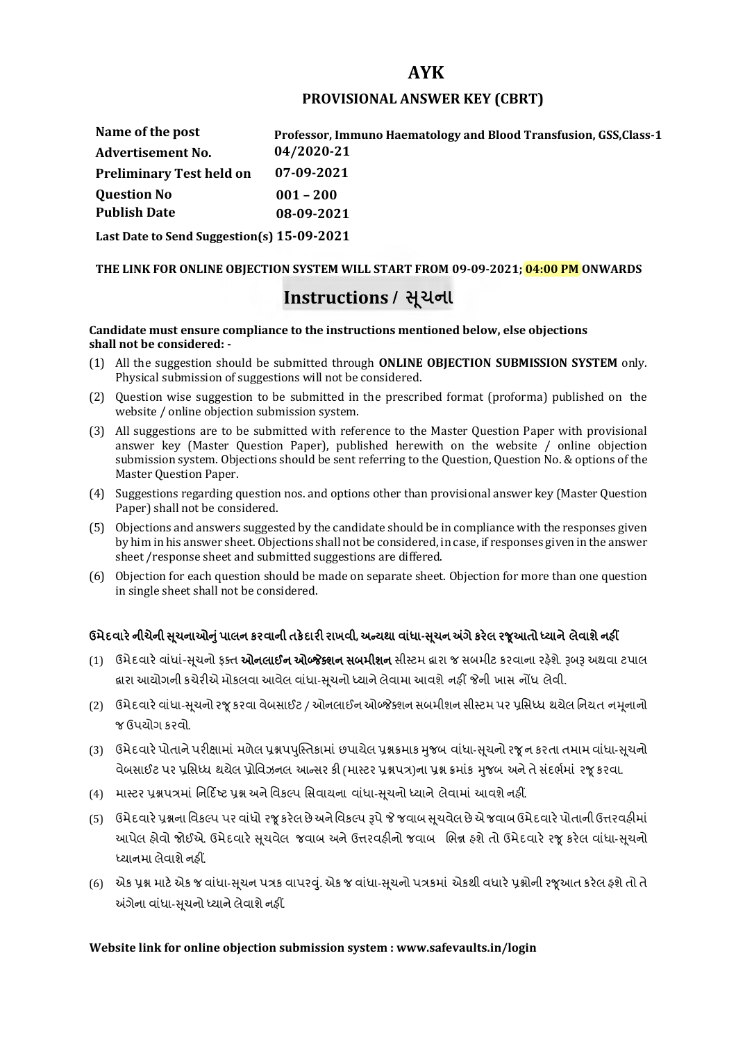# AYK

## PROVISIONAL ANSWER KEY (CBRT)

| | |
|---|---|
| **Name of the post** | **Professor, Immuno Haematology and Blood Transfusion, GSS,Class-1** |
| **Advertisement No.** | **04/2020-21** |
| **Preliminary Test held on** | **07-09-2021** |
| **Question No** | **001 – 200** |
| **Publish Date** | **08-09-2021** |
| **Last Date to Send Suggestion(s)** | **15-09-2021** |

**THE LINK FOR ONLINE OBJECTION SYSTEM WILL START FROM 09-09-2021; 04:00 PM ONWARDS**

## Instructions / સૂચના

**Candidate must ensure compliance to the instructions mentioned below, else objections shall not be considered: -**

(1) All the suggestion should be submitted through **ONLINE OBJECTION SUBMISSION SYSTEM** only. Physical submission of suggestions will not be considered.

(2) Question wise suggestion to be submitted in the prescribed format (proforma) published on the website / online objection submission system.

(3) All suggestions are to be submitted with reference to the Master Question Paper with provisional answer key (Master Question Paper), published herewith on the website / online objection submission system. Objections should be sent referring to the Question, Question No. & options of the Master Question Paper.

(4) Suggestions regarding question nos. and options other than provisional answer key (Master Question Paper) shall not be considered.

(5) Objections and answers suggested by the candidate should be in compliance with the responses given by him in his answer sheet. Objections shall not be considered, in case, if responses given in the answer sheet /response sheet and submitted suggestions are differed.

(6) Objection for each question should be made on separate sheet. Objection for more than one question in single sheet shall not be considered.

**ઉમેદવારે નીચેની સૂચનાઓનું પાલન કરવાની તકેદારી રાખવી, અન્યથા વાંધા-સૂચન અંગે કરેલ રજૂઆતો ધ્યાને લેવાશે નહીં**

(1) ઉમેદવારે વાંધાં-સૂચનો ફક્ત **ઓનલાઈન ઓબ્જેક્શન સબમીશન** સીસ્ટમ દ્વારા જ સબમીટ કરવાના રહેશે. રૂબરૂ અથવા ટપાલ દ્વારા આયોગની કચેરીએ મોકલવા આવેલ વાંધા-સૂચનો ધ્યાને લેવામા આવશે નહીં જેની ખાસ નોંધ લેવી.

(2) ઉમેદવારે વાંધા-સૂચનો રજૂ કરવા વેબસાઈટ / ઓનલાઈન ઓબ્જેક્શન સબમીશન સીસ્ટમ પર પ્રસિધ્ધ થયેલ નિયત નમૂનાનો જ ઉપયોગ કરવો.

(3) ઉમેદવારે પોતાને પરીક્ષામાં મળેલ પ્રશ્નપુસ્તિકામાં છપાયેલ પ્રશ્નક્રમાક મુજબ વાંધા-સૂચનો રજૂ ન કરતા તમામ વાંધા-સૂચનો વેબસાઈટ પર પ્રસિધ્ધ થયેલ પ્રોવિઝનલ આન્સર કી (માસ્ટર પ્રશ્નપત્ર)ના પ્રશ્ન ક્રમાંક મુજબ અને તે સંદર્ભમાં રજૂ કરવા.

(4) માસ્ટર પ્રશ્નપત્રમાં નિર્દિષ્ટ પ્રશ્ન અને વિકલ્પ સિવાયના વાંધા-સૂચનો ધ્યાને લેવામાં આવશે નહીં.

(5) ઉમેદવારે પ્રશ્નના વિકલ્પ પર વાંધો રજૂ કરેલ છે અને વિકલ્પ રૂપે જે જવાબ સૂચવેલ છે એ જવાબ ઉમેદવારે પોતાની ઉત્તરવહીમાં આપેલ હોવો જોઈએ. ઉમેદવારે સૂચવેલ જવાબ અને ઉત્તરવહીનો જવાબ ભિન્ન હશે તો ઉમેદવારે રજૂ કરેલ વાંધા-સૂચનો ધ્યાનમા લેવાશે નહીં.

(6) એક પ્રશ્ન માટે એક જ વાંધા-સૂચન પત્રક વાપરવું. એક જ વાંધા-સૂચનો પત્રકમાં એકથી વધારે પ્રશ્નોની રજૂઆત કરેલ હશે તો તે અંગેના વાંધા-સૂચનો ધ્યાને લેવાશે નહીં.

**Website link for online objection submission system : www.safevaults.in/login**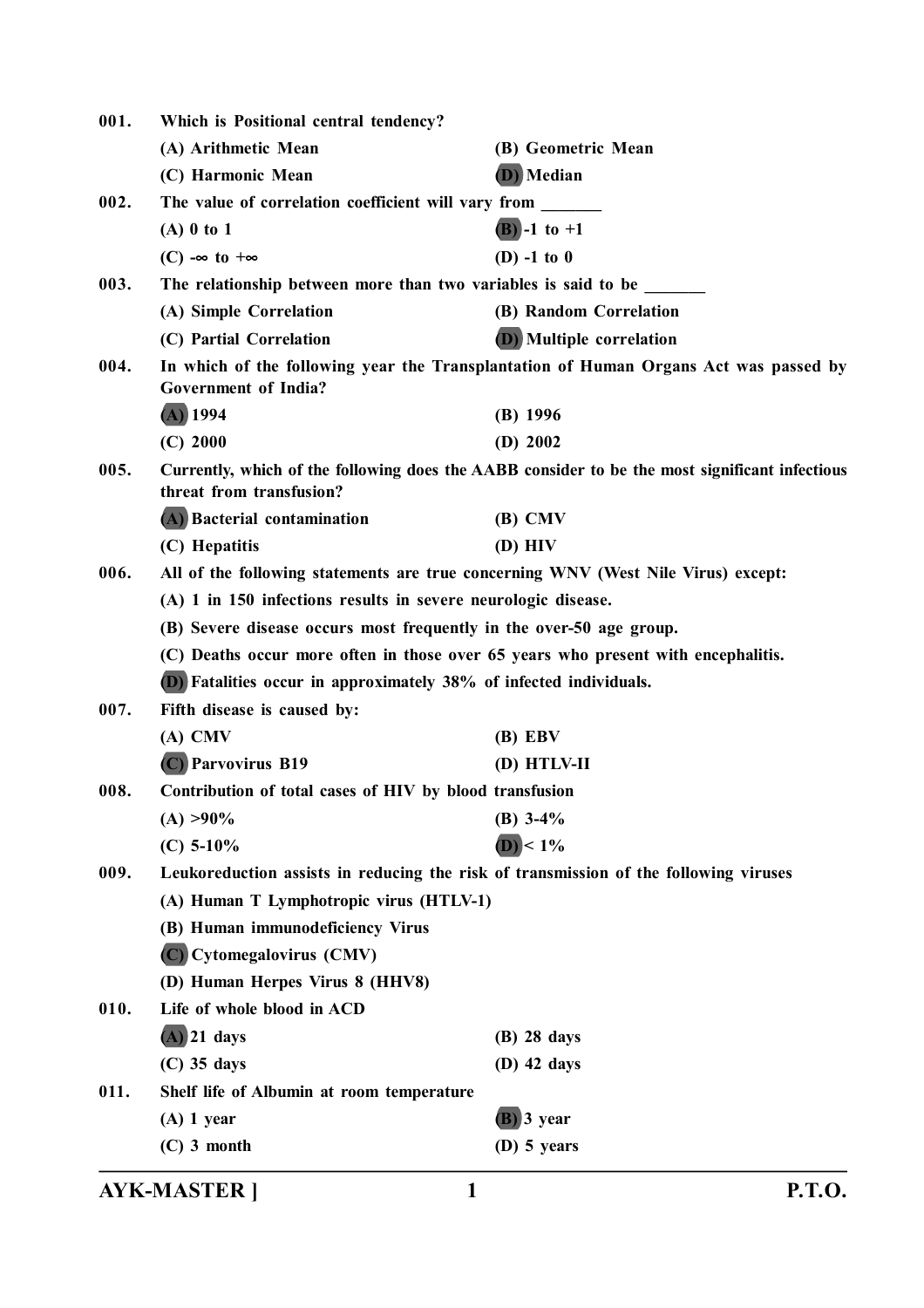001. **Which is Positional central tendency?**

(A) Arithmetic Mean
(B) Geometric Mean
(C) Harmonic Mean
**(D)** Median

002. **The value of correlation coefficient will vary from _______**

(A) 0 to 1
**(B)** -1 to +1
(C) -∞ to +∞
(D) -1 to 0

003. **The relationship between more than two variables is said to be _______**

(A) Simple Correlation
(B) Random Correlation
(C) Partial Correlation
**(D)** Multiple correlation

004. **In which of the following year the Transplantation of Human Organs Act was passed by Government of India?**

**(A)** 1994
(B) 1996
(C) 2000
(D) 2002

005. **Currently, which of the following does the AABB consider to be the most significant infectious threat from transfusion?**

**(A)** Bacterial contamination
(B) CMV
(C) Hepatitis
(D) HIV

006. **All of the following statements are true concerning WNV (West Nile Virus) except:**

(A) 1 in 150 infections results in severe neurologic disease.
(B) Severe disease occurs most frequently in the over-50 age group.
(C) Deaths occur more often in those over 65 years who present with encephalitis.
**(D)** Fatalities occur in approximately 38% of infected individuals.

007. **Fifth disease is caused by:**

(A) CMV
(B) EBV
**(C)** Parvovirus B19
(D) HTLV-II

008. **Contribution of total cases of HIV by blood transfusion**

(A) >90%
(B) 3-4%
(C) 5-10%
**(D)** < 1%

009. **Leukoreduction assists in reducing the risk of transmission of the following viruses**

(A) Human T Lymphotropic virus (HTLV-1)
(B) Human immunodeficiency Virus
**(C)** Cytomegalovirus (CMV)
(D) Human Herpes Virus 8 (HHV8)

010. **Life of whole blood in ACD**

**(A)** 21 days
(B) 28 days
(C) 35 days
(D) 42 days

011. **Shelf life of Albumin at room temperature**

(A) 1 year
**(B)** 3 year
(C) 3 month
(D) 5 years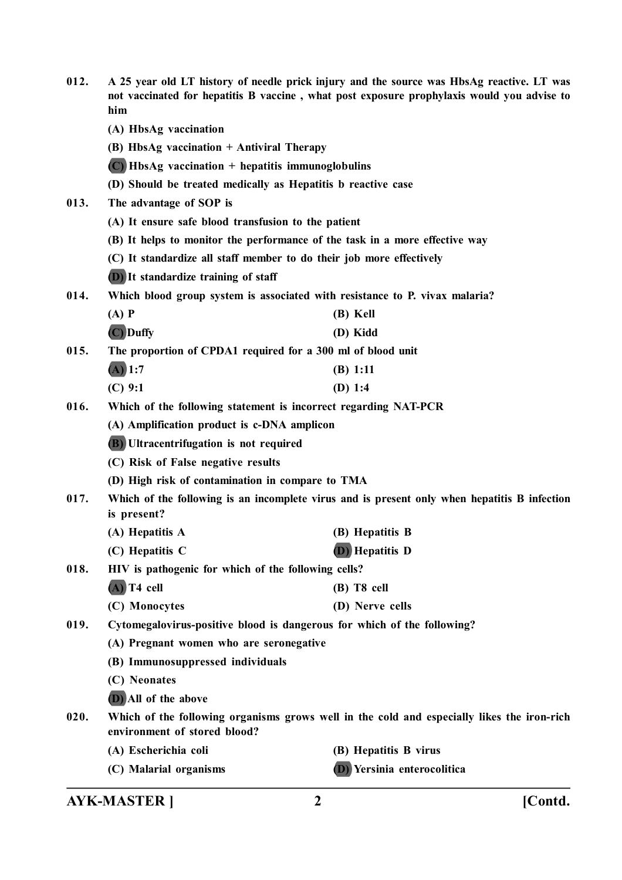**012. A 25 year old LT history of needle prick injury and the source was HbsAg reactive. LT was not vaccinated for hepatitis B vaccine , what post exposure prophylaxis would you advise to him**

(A) HbsAg vaccination

(B) HbsAg vaccination + Antiviral Therapy

**(C) HbsAg vaccination + hepatitis immunoglobulins**

(D) Should be treated medically as Hepatitis b reactive case

**013. The advantage of SOP is**

(A) It ensure safe blood transfusion to the patient

(B) It helps to monitor the performance of the task in a more effective way

(C) It standardize all staff member to do their job more effectively

**(D) It standardize training of staff**

**014. Which blood group system is associated with resistance to P. vivax malaria?**

(A) P

(B) Kell

**(C) Duffy**

(D) Kidd

**015. The proportion of CPDA1 required for a 300 ml of blood unit**

**(A) 1:7**

(B) 1:11

(C) 9:1

(D) 1:4

**016. Which of the following statement is incorrect regarding NAT-PCR**

(A) Amplification product is c-DNA amplicon

**(B) Ultracentrifugation is not required**

(C) Risk of False negative results

(D) High risk of contamination in compare to TMA

**017. Which of the following is an incomplete virus and is present only when hepatitis B infection is present?**

(A) Hepatitis A

(B) Hepatitis B

(C) Hepatitis C

**(D) Hepatitis D**

**018. HIV is pathogenic for which of the following cells?**

**(A) T4 cell**

(B) T8 cell

(C) Monocytes

(D) Nerve cells

**019. Cytomegalovirus-positive blood is dangerous for which of the following?**

(A) Pregnant women who are seronegative

(B) Immunosuppressed individuals

(C) Neonates

**(D) All of the above**

**020. Which of the following organisms grows well in the cold and especially likes the iron-rich environment of stored blood?**

(A) Escherichia coli

(B) Hepatitis B virus

(C) Malarial organisms

**(D) Yersinia enterocolitica**

[Contd.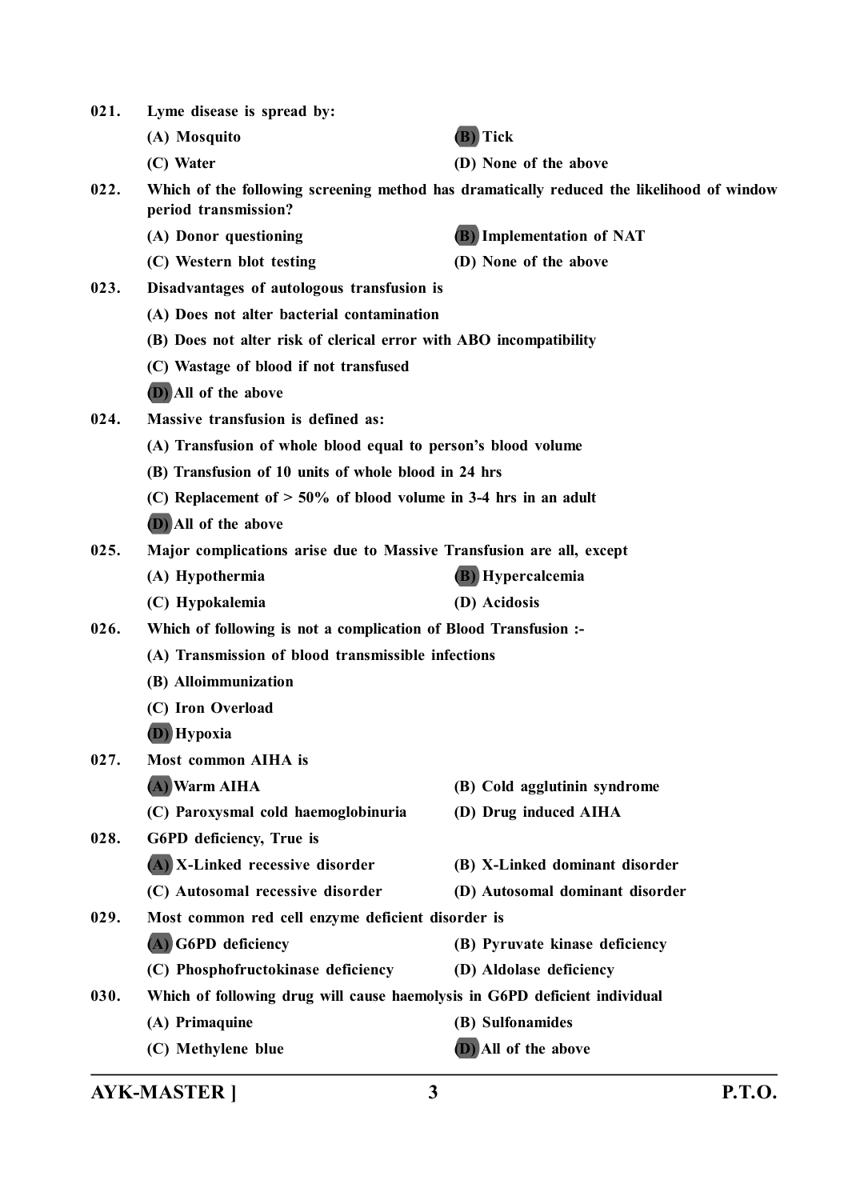021. Lyme disease is spread by:

(A) Mosquito
(B) Tick
(C) Water
(D) None of the above

022. Which of the following screening method has dramatically reduced the likelihood of window period transmission?

(A) Donor questioning
(B) Implementation of NAT
(C) Western blot testing
(D) None of the above

023. Disadvantages of autologous transfusion is

(A) Does not alter bacterial contamination
(B) Does not alter risk of clerical error with ABO incompatibility
(C) Wastage of blood if not transfused
(D) All of the above

024. Massive transfusion is defined as:

(A) Transfusion of whole blood equal to person's blood volume
(B) Transfusion of 10 units of whole blood in 24 hrs
(C) Replacement of > 50% of blood volume in 3-4 hrs in an adult
(D) All of the above

025. Major complications arise due to Massive Transfusion are all, except

(A) Hypothermia
(B) Hypercalcemia
(C) Hypokalemia
(D) Acidosis

026. Which of following is not a complication of Blood Transfusion :-

(A) Transmission of blood transmissible infections
(B) Alloimmunization
(C) Iron Overload
(D) Hypoxia

027. Most common AIHA is

(A) Warm AIHA
(B) Cold agglutinin syndrome
(C) Paroxysmal cold haemoglobinuria
(D) Drug induced AIHA

028. G6PD deficiency, True is

(A) X-Linked recessive disorder
(B) X-Linked dominant disorder
(C) Autosomal recessive disorder
(D) Autosomal dominant disorder

029. Most common red cell enzyme deficient disorder is

(A) G6PD deficiency
(B) Pyruvate kinase deficiency
(C) Phosphofructokinase deficiency
(D) Aldolase deficiency

030. Which of following drug will cause haemolysis in G6PD deficient individual

(A) Primaquine
(B) Sulfonamides
(C) Methylene blue
(D) All of the above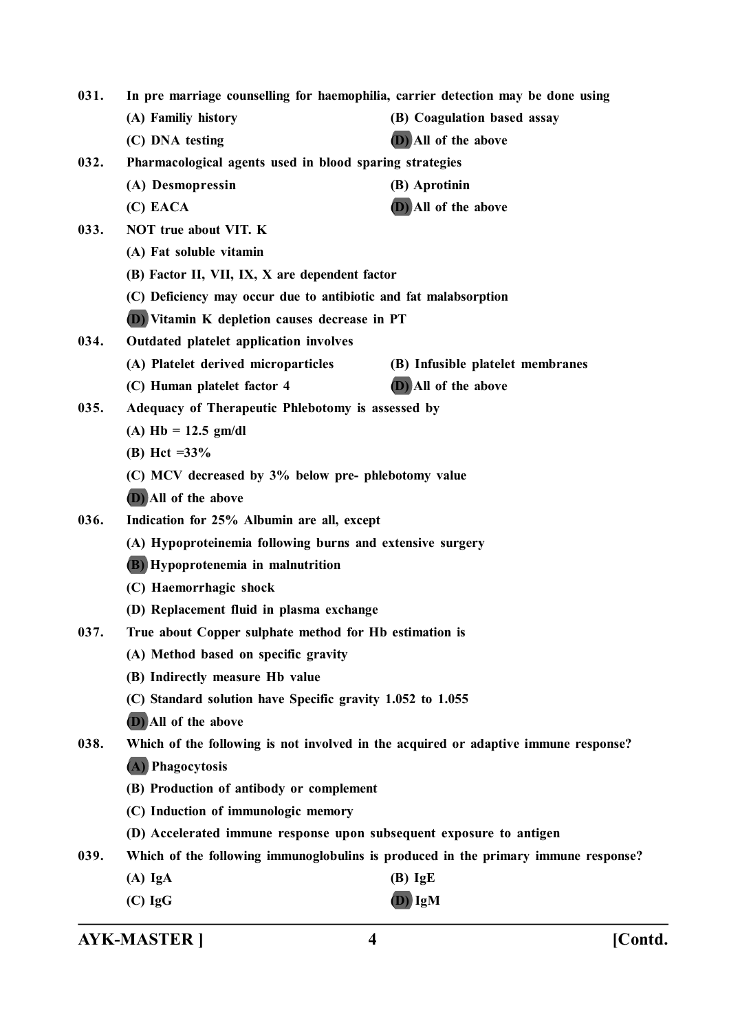031. In pre marriage counselling for haemophilia, carrier detection may be done using

(A) Familiy history
(B) Coagulation based assay
(C) DNA testing
**(D)** All of the above

032. Pharmacological agents used in blood sparing strategies

(A) Desmopressin
(B) Aprotinin
(C) EACA
**(D)** All of the above

033. NOT true about VIT. K

(A) Fat soluble vitamin
(B) Factor II, VII, IX, X are dependent factor
(C) Deficiency may occur due to antibiotic and fat malabsorption
**(D)** Vitamin K depletion causes decrease in PT

034. Outdated platelet application involves

(A) Platelet derived microparticles
(B) Infusible platelet membranes
(C) Human platelet factor 4
**(D)** All of the above

035. Adequacy of Therapeutic Phlebotomy is assessed by

(A) Hb = 12.5 gm/dl
(B) Hct =33%
(C) MCV decreased by 3% below pre- phlebotomy value
**(D)** All of the above

036. Indication for 25% Albumin are all, except

(A) Hypoproteinemia following burns and extensive surgery
**(B)** Hypoprotenemia in malnutrition
(C) Haemorrhagic shock
(D) Replacement fluid in plasma exchange

037. True about Copper sulphate method for Hb estimation is

(A) Method based on specific gravity
(B) Indirectly measure Hb value
(C) Standard solution have Specific gravity 1.052 to 1.055
**(D)** All of the above

038. Which of the following is not involved in the acquired or adaptive immune response?

**(A)** Phagocytosis
(B) Production of antibody or complement
(C) Induction of immunologic memory
(D) Accelerated immune response upon subsequent exposure to antigen

039. Which of the following immunoglobulins is produced in the primary immune response?

(A) IgA
(B) IgE
(C) IgG
**(D)** IgM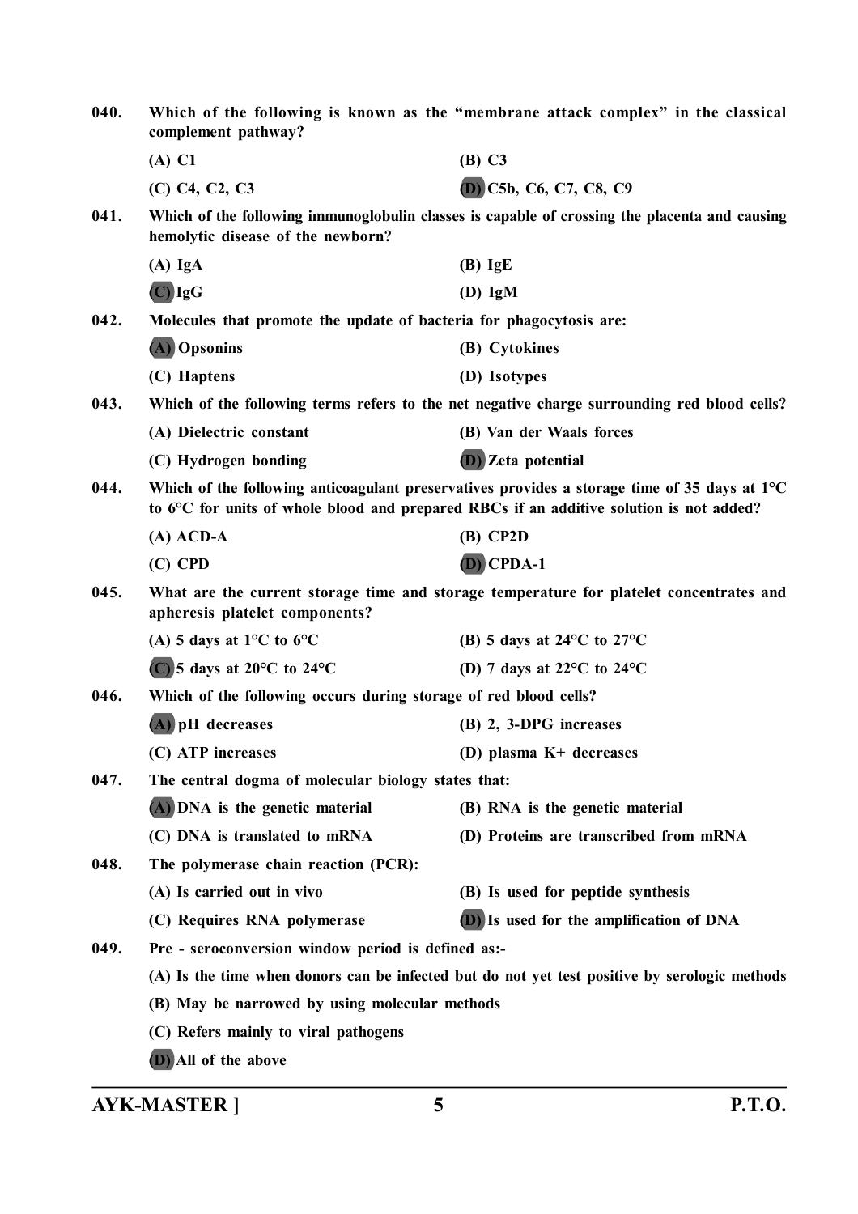040. **Which of the following is known as the "membrane attack complex" in the classical complement pathway?**

(A) C1
(B) C3
(C) C4, C2, C3
(D) C5b, C6, C7, C8, C9

041. **Which of the following immunoglobulin classes is capable of crossing the placenta and causing hemolytic disease of the newborn?**

(A) IgA
(B) IgE
(C) IgG
(D) IgM

042. **Molecules that promote the update of bacteria for phagocytosis are:**

(A) Opsonins
(B) Cytokines
(C) Haptens
(D) Isotypes

043. **Which of the following terms refers to the net negative charge surrounding red blood cells?**

(A) Dielectric constant
(B) Van der Waals forces
(C) Hydrogen bonding
(D) Zeta potential

044. **Which of the following anticoagulant preservatives provides a storage time of 35 days at 1°C to 6°C for units of whole blood and prepared RBCs if an additive solution is not added?**

(A) ACD-A
(B) CP2D
(C) CPD
(D) CPDA-1

045. **What are the current storage time and storage temperature for platelet concentrates and apheresis platelet components?**

(A) 5 days at 1°C to 6°C
(B) 5 days at 24°C to 27°C
(C) 5 days at 20°C to 24°C
(D) 7 days at 22°C to 24°C

046. **Which of the following occurs during storage of red blood cells?**

(A) pH decreases
(B) 2, 3-DPG increases
(C) ATP increases
(D) plasma K+ decreases

047. **The central dogma of molecular biology states that:**

(A) DNA is the genetic material
(B) RNA is the genetic material
(C) DNA is translated to mRNA
(D) Proteins are transcribed from mRNA

048. **The polymerase chain reaction (PCR):**

(A) Is carried out in vivo
(B) Is used for peptide synthesis
(C) Requires RNA polymerase
(D) Is used for the amplification of DNA

049. **Pre - seroconversion window period is defined as:-**

(A) Is the time when donors can be infected but do not yet test positive by serologic methods
(B) May be narrowed by using molecular methods
(C) Refers mainly to viral pathogens
(D) All of the above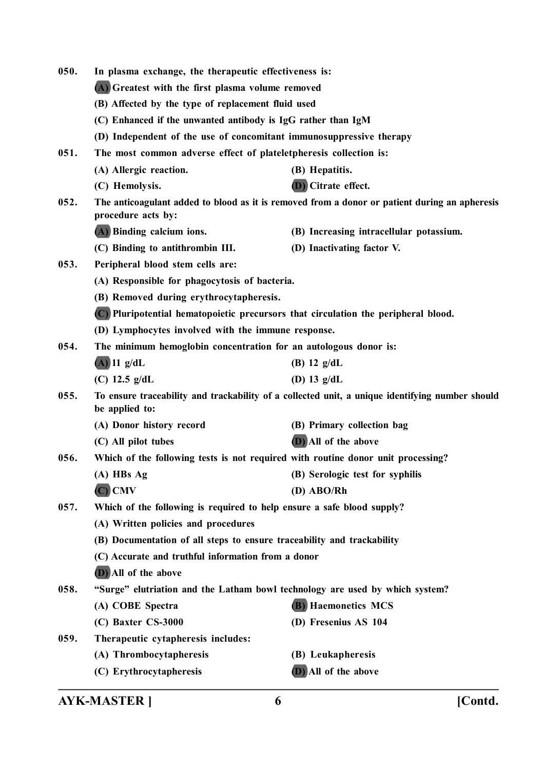**050.** **In plasma exchange, the therapeutic effectiveness is:**

**(A) Greatest with the first plasma volume removed**

**(B) Affected by the type of replacement fluid used**

**(C) Enhanced if the unwanted antibody is IgG rather than IgM**

**(D) Independent of the use of concomitant immunosuppressive therapy**

**051.** **The most common adverse effect of plateletpheresis collection is:**

**(A) Allergic reaction.** **(B) Hepatitis.**

**(C) Hemolysis.** **(D) Citrate effect.**

**052.** **The anticoagulant added to blood as it is removed from a donor or patient during an apheresis procedure acts by:**

**(A) Binding calcium ions.** **(B) Increasing intracellular potassium.**

**(C) Binding to antithrombin III.** **(D) Inactivating factor V.**

**053.** **Peripheral blood stem cells are:**

**(A) Responsible for phagocytosis of bacteria.**

**(B) Removed during erythrocytapheresis.**

**(C) Pluripotential hematopoietic precursors that circulation the peripheral blood.**

**(D) Lymphocytes involved with the immune response.**

**054.** **The minimum hemoglobin concentration for an autologous donor is:**

**(A) 11 g/dL** **(B) 12 g/dL**

**(C) 12.5 g/dL** **(D) 13 g/dL**

**055.** **To ensure traceability and trackability of a collected unit, a unique identifying number should be applied to:**

**(A) Donor history record** **(B) Primary collection bag**

**(C) All pilot tubes** **(D) All of the above**

**056.** **Which of the following tests is not required with routine donor unit processing?**

**(A) HBs Ag** **(B) Serologic test for syphilis**

**(C) CMV** **(D) ABO/Rh**

**057.** **Which of the following is required to help ensure a safe blood supply?**

**(A) Written policies and procedures**

**(B) Documentation of all steps to ensure traceability and trackability**

**(C) Accurate and truthful information from a donor**

**(D) All of the above**

**058.** **"Surge" elutriation and the Latham bowl technology are used by which system?**

**(A) COBE Spectra** **(B) Haemonetics MCS**

**(C) Baxter CS-3000** **(D) Fresenius AS 104**

**059.** **Therapeutic cytapheresis includes:**

**(A) Thrombocytapheresis** **(B) Leukapheresis**

**(C) Erythrocytapheresis** **(D) All of the above**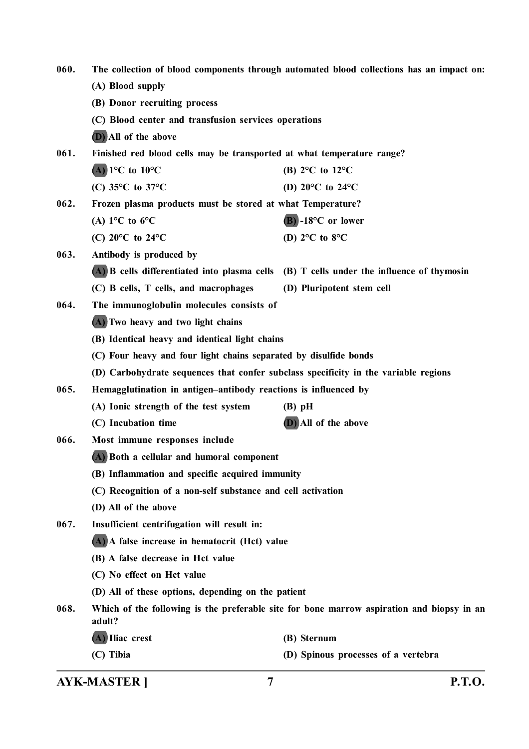060. The collection of blood components through automated blood collections has an impact on:

(A) Blood supply

(B) Donor recruiting process

(C) Blood center and transfusion services operations

**(D)** All of the above

061. Finished red blood cells may be transported at what temperature range?

**(A)** 1°C to 10°C

(B) 2°C to 12°C

(C) 35°C to 37°C

(D) 20°C to 24°C

062. Frozen plasma products must be stored at what Temperature?

(A) 1°C to 6°C

**(B)** -18°C or lower

(C) 20°C to 24°C

(D) 2°C to 8°C

063. Antibody is produced by

**(A)** B cells differentiated into plasma cells

(B) T cells under the influence of thymosin

(C) B cells, T cells, and macrophages

(D) Pluripotent stem cell

064. The immunoglobulin molecules consists of

**(A)** Two heavy and two light chains

(B) Identical heavy and identical light chains

(C) Four heavy and four light chains separated by disulfide bonds

(D) Carbohydrate sequences that confer subclass specificity in the variable regions

065. Hemagglutination in antigen–antibody reactions is influenced by

(A) Ionic strength of the test system

(B) pH

(C) Incubation time

**(D)** All of the above

066. Most immune responses include

**(A)** Both a cellular and humoral component

(B) Inflammation and specific acquired immunity

(C) Recognition of a non-self substance and cell activation

(D) All of the above

067. Insufficient centrifugation will result in:

**(A)** A false increase in hematocrit (Hct) value

(B) A false decrease in Hct value

(C) No effect on Hct value

(D) All of these options, depending on the patient

068. Which of the following is the preferable site for bone marrow aspiration and biopsy in an adult?

**(A)** Iliac crest

(B) Sternum

(C) Tibia

(D) Spinous processes of a vertebra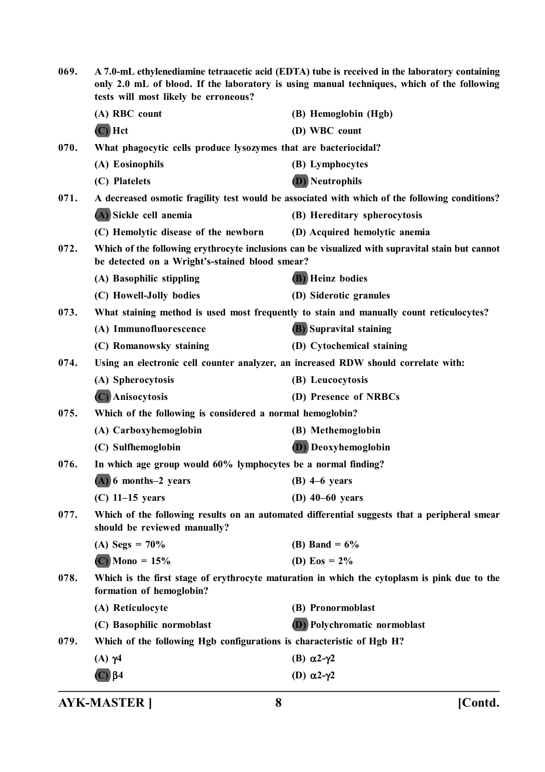069. **A 7.0-mL ethylenediamine tetraacetic acid (EDTA) tube is received in the laboratory containing only 2.0 mL of blood. If the laboratory is using manual techniques, which of the following tests will most likely be erroneous?**

(A) RBC count
(B) Hemoglobin (Hgb)
**(C)** Hct
(D) WBC count

070. **What phagocytic cells produce lysozymes that are bacteriocidal?**

(A) Eosinophils
(B) Lymphocytes
(C) Platelets
**(D)** Neutrophils

071. **A decreased osmotic fragility test would be associated with which of the following conditions?**

**(A)** Sickle cell anemia
(B) Hereditary spherocytosis
(C) Hemolytic disease of the newborn
(D) Acquired hemolytic anemia

072. **Which of the following erythrocyte inclusions can be visualized with supravital stain but cannot be detected on a Wright's-stained blood smear?**

(A) Basophilic stippling
**(B)** Heinz bodies
(C) Howell-Jolly bodies
(D) Siderotic granules

073. **What staining method is used most frequently to stain and manually count reticulocytes?**

(A) Immunofluorescence
**(B)** Supravital staining
(C) Romanowsky staining
(D) Cytochemical staining

074. **Using an electronic cell counter analyzer, an increased RDW should correlate with:**

(A) Spherocytosis
(B) Leucocytosis
**(C)** Anisocytosis
(D) Presence of NRBCs

075. **Which of the following is considered a normal hemoglobin?**

(A) Carboxyhemoglobin
(B) Methemoglobin
(C) Sulfhemoglobin
**(D)** Deoxyhemoglobin

076. **In which age group would 60% lymphocytes be a normal finding?**

**(A)** 6 months–2 years
(B) 4–6 years
(C) 11–15 years
(D) 40–60 years

077. **Which of the following results on an automated differential suggests that a peripheral smear should be reviewed manually?**

(A) Segs = 70%
(B) Band = 6%
**(C)** Mono = 15%
(D) Eos = 2%

078. **Which is the first stage of erythrocyte maturation in which the cytoplasm is pink due to the formation of hemoglobin?**

(A) Reticulocyte
(B) Pronormoblast
(C) Basophilic normoblast
**(D)** Polychromatic normoblast

079. **Which of the following Hgb configurations is characteristic of Hgb H?**

(A) $\gamma 4$
(B) $\alpha 2\text{-}\gamma 2$
**(C)** $\beta 4$
(D) $\alpha 2\text{-}\gamma 2$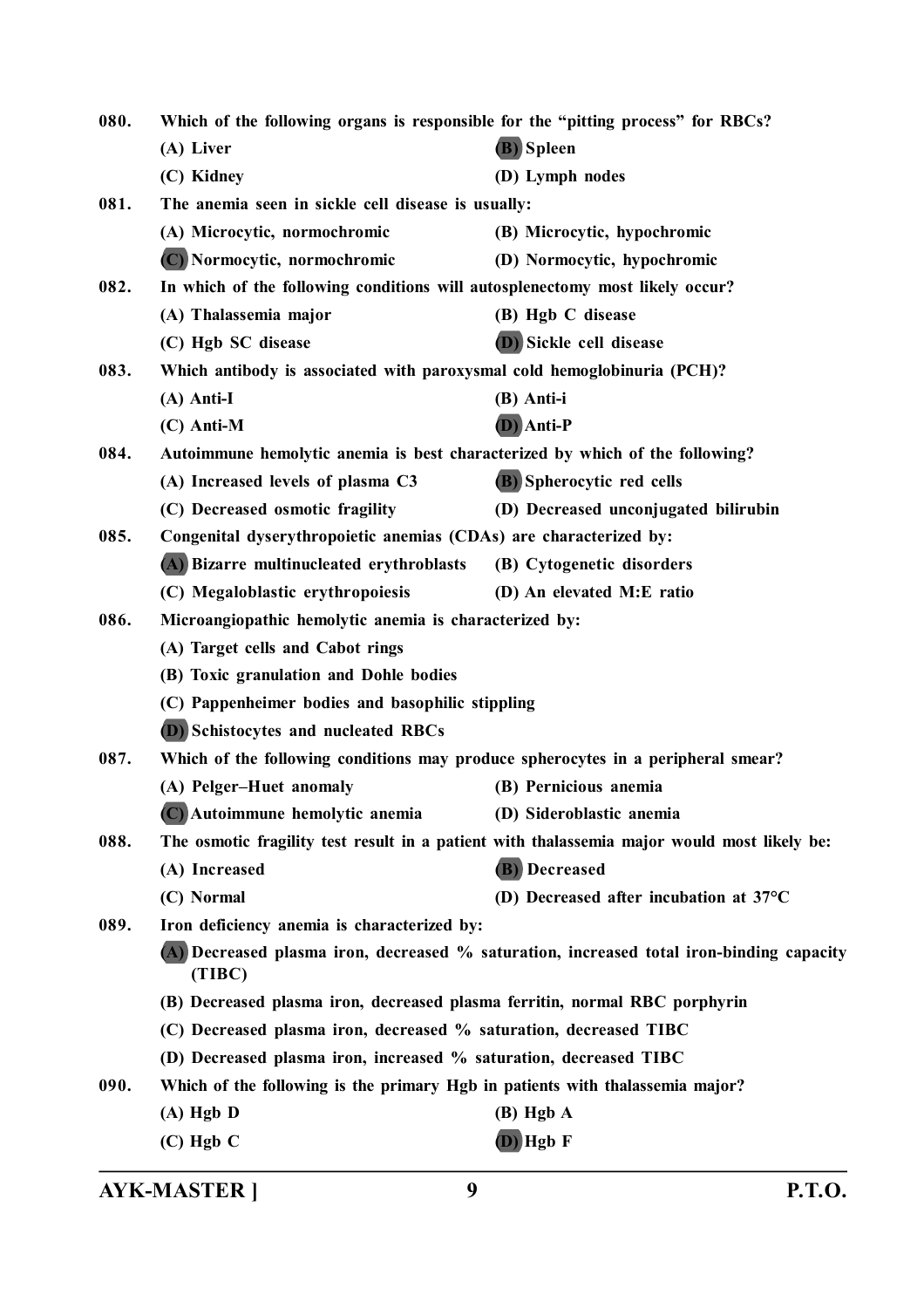080. Which of the following organs is responsible for the "pitting process" for RBCs?

(A) Liver
**(B)** Spleen
(C) Kidney
(D) Lymph nodes

081. The anemia seen in sickle cell disease is usually:

(A) Microcytic, normochromic
(B) Microcytic, hypochromic
**(C)** Normocytic, normochromic
(D) Normocytic, hypochromic

082. In which of the following conditions will autosplenectomy most likely occur?

(A) Thalassemia major
(B) Hgb C disease
(C) Hgb SC disease
**(D)** Sickle cell disease

083. Which antibody is associated with paroxysmal cold hemoglobinuria (PCH)?

(A) Anti-I
(B) Anti-i
(C) Anti-M
**(D)** Anti-P

084. Autoimmune hemolytic anemia is best characterized by which of the following?

(A) Increased levels of plasma C3
**(B)** Spherocytic red cells
(C) Decreased osmotic fragility
(D) Decreased unconjugated bilirubin

085. Congenital dyserythropoietic anemias (CDAs) are characterized by:

**(A)** Bizarre multinucleated erythroblasts
(B) Cytogenetic disorders
(C) Megaloblastic erythropoiesis
(D) An elevated M:E ratio

086. Microangiopathic hemolytic anemia is characterized by:

(A) Target cells and Cabot rings
(B) Toxic granulation and Dohle bodies
(C) Pappenheimer bodies and basophilic stippling
**(D)** Schistocytes and nucleated RBCs

087. Which of the following conditions may produce spherocytes in a peripheral smear?

(A) Pelger–Huet anomaly
(B) Pernicious anemia
**(C)** Autoimmune hemolytic anemia
(D) Sideroblastic anemia

088. The osmotic fragility test result in a patient with thalassemia major would most likely be:

(A) Increased
**(B)** Decreased
(C) Normal
(D) Decreased after incubation at 37°C

089. Iron deficiency anemia is characterized by:

**(A)** Decreased plasma iron, decreased % saturation, increased total iron-binding capacity (TIBC)
(B) Decreased plasma iron, decreased plasma ferritin, normal RBC porphyrin
(C) Decreased plasma iron, decreased % saturation, decreased TIBC
(D) Decreased plasma iron, increased % saturation, decreased TIBC

090. Which of the following is the primary Hgb in patients with thalassemia major?

(A) Hgb D
(B) Hgb A
(C) Hgb C
**(D)** Hgb F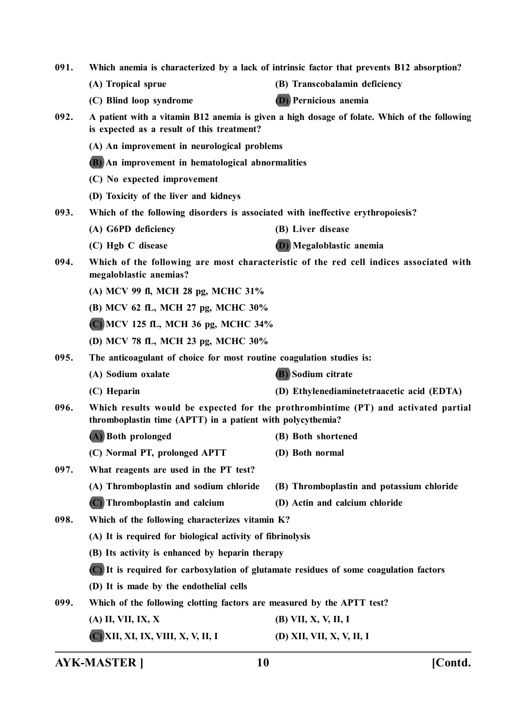091. **Which anemia is characterized by a lack of intrinsic factor that prevents B12 absorption?**

(A) Tropical sprue
(B) Transcobalamin deficiency
(C) Blind loop syndrome
(D) Pernicious anemia

092. **A patient with a vitamin B12 anemia is given a high dosage of folate. Which of the following is expected as a result of this treatment?**

(A) An improvement in neurological problems
(B) An improvement in hematological abnormalities
(C) No expected improvement
(D) Toxicity of the liver and kidneys

093. **Which of the following disorders is associated with ineffective erythropoiesis?**

(A) G6PD deficiency
(B) Liver disease
(C) Hgb C disease
(D) Megaloblastic anemia

094. **Which of the following are most characteristic of the red cell indices associated with megaloblastic anemias?**

(A) MCV 99 fl, MCH 28 pg, MCHC 31%
(B) MCV 62 fL, MCH 27 pg, MCHC 30%
(C) MCV 125 fL, MCH 36 pg, MCHC 34%
(D) MCV 78 fL, MCH 23 pg, MCHC 30%

095. **The anticoagulant of choice for most routine coagulation studies is:**

(A) Sodium oxalate
(B) Sodium citrate
(C) Heparin
(D) Ethylenediaminetetraacetic acid (EDTA)

096. **Which results would be expected for the prothrombintime (PT) and activated partial thromboplastin time (APTT) in a patient with polycythemia?**

(A) Both prolonged
(B) Both shortened
(C) Normal PT, prolonged APTT
(D) Both normal

097. **What reagents are used in the PT test?**

(A) Thromboplastin and sodium chloride
(B) Thromboplastin and potassium chloride
(C) Thromboplastin and calcium
(D) Actin and calcium chloride

098. **Which of the following characterizes vitamin K?**

(A) It is required for biological activity of fibrinolysis
(B) Its activity is enhanced by heparin therapy
(C) It is required for carboxylation of glutamate residues of some coagulation factors
(D) It is made by the endothelial cells

099. **Which of the following clotting factors are measured by the APTT test?**

(A) II, VII, IX, X
(B) VII, X, V, II, I
(C) XII, XI, IX, VIII, X, V, II, I
(D) XII, VII, X, V, II, I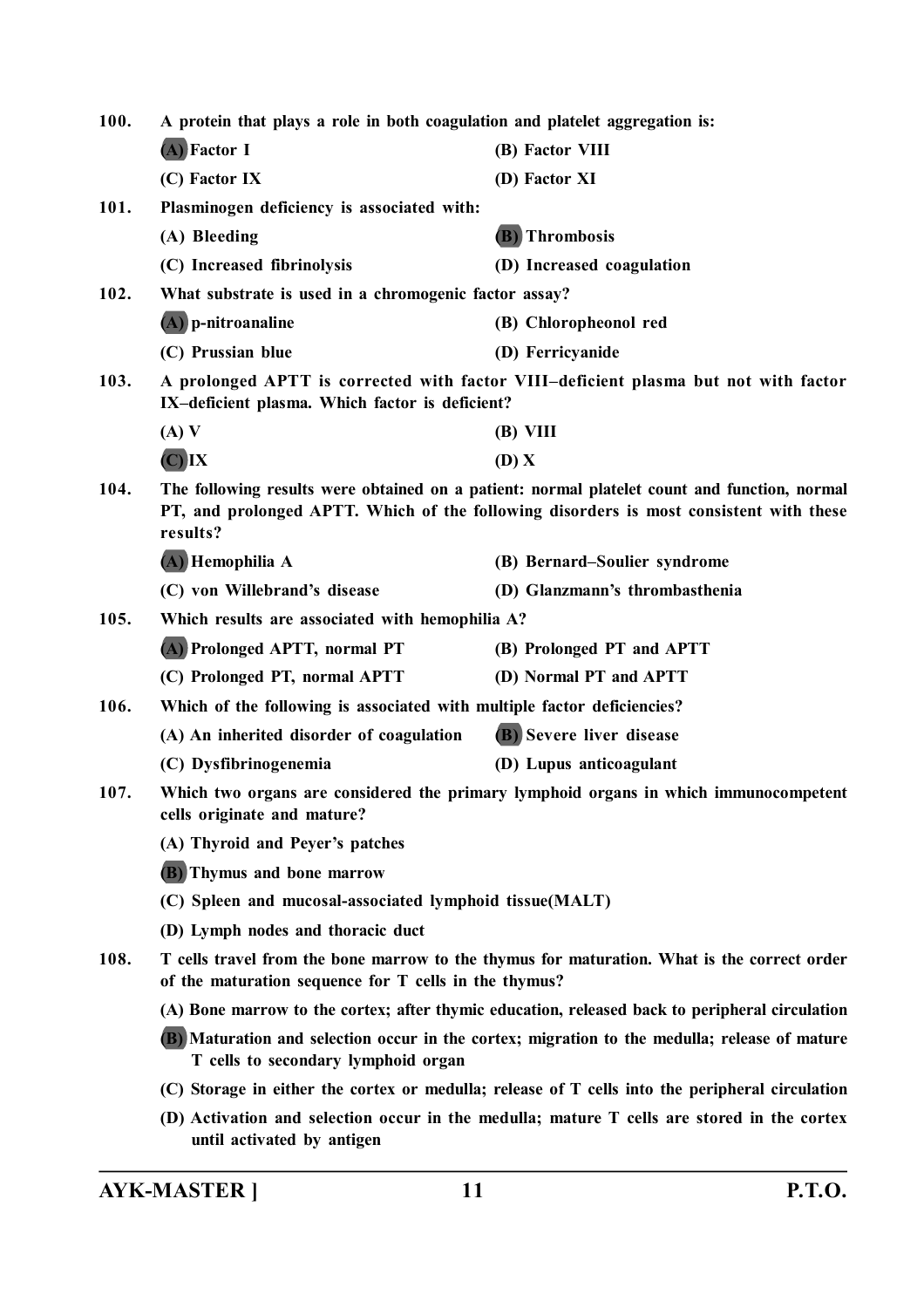100. A protein that plays a role in both coagulation and platelet aggregation is:

**(A)** Factor I  
(B) Factor VIII  
(C) Factor IX  
(D) Factor XI

101. Plasminogen deficiency is associated with:

(A) Bleeding  
**(B)** Thrombosis  
(C) Increased fibrinolysis  
(D) Increased coagulation

102. What substrate is used in a chromogenic factor assay?

**(A)** p-nitroanaline  
(B) Chloropheonol red  
(C) Prussian blue  
(D) Ferricyanide

103. A prolonged APTT is corrected with factor VIII–deficient plasma but not with factor IX–deficient plasma. Which factor is deficient?

(A) V  
(B) VIII  
**(C)** IX  
(D) X

104. The following results were obtained on a patient: normal platelet count and function, normal PT, and prolonged APTT. Which of the following disorders is most consistent with these results?

**(A)** Hemophilia A  
(B) Bernard–Soulier syndrome  
(C) von Willebrand's disease  
(D) Glanzmann's thrombasthenia

105. Which results are associated with hemophilia A?

**(A)** Prolonged APTT, normal PT  
(B) Prolonged PT and APTT  
(C) Prolonged PT, normal APTT  
(D) Normal PT and APTT

106. Which of the following is associated with multiple factor deficiencies?

(A) An inherited disorder of coagulation  
**(B)** Severe liver disease  
(C) Dysfibrinogenemia  
(D) Lupus anticoagulant

107. Which two organs are considered the primary lymphoid organs in which immunocompetent cells originate and mature?

(A) Thyroid and Peyer's patches  
**(B)** Thymus and bone marrow  
(C) Spleen and mucosal-associated lymphoid tissue(MALT)  
(D) Lymph nodes and thoracic duct

108. T cells travel from the bone marrow to the thymus for maturation. What is the correct order of the maturation sequence for T cells in the thymus?

(A) Bone marrow to the cortex; after thymic education, released back to peripheral circulation  
**(B)** Maturation and selection occur in the cortex; migration to the medulla; release of mature T cells to secondary lymphoid organ  
(C) Storage in either the cortex or medulla; release of T cells into the peripheral circulation  
(D) Activation and selection occur in the medulla; mature T cells are stored in the cortex until activated by antigen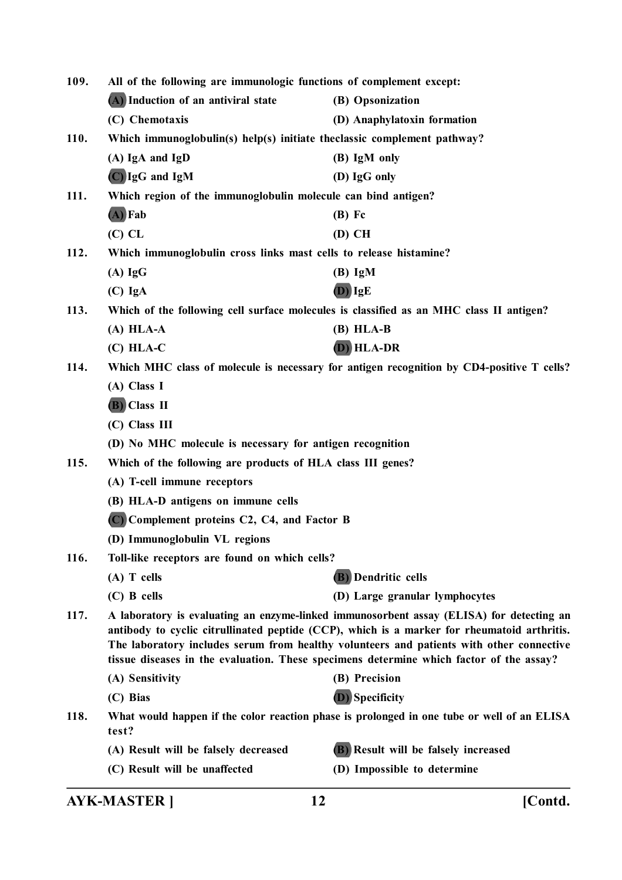109. All of the following are immunologic functions of complement except:

(A) Induction of an antiviral state
(B) Opsonization
(C) Chemotaxis
(D) Anaphylatoxin formation

110. Which immunoglobulin(s) help(s) initiate theclassic complement pathway?

(A) IgA and IgD
(B) IgM only
(C) IgG and IgM
(D) IgG only

111. Which region of the immunoglobulin molecule can bind antigen?

(A) Fab
(B) Fc
(C) CL
(D) CH

112. Which immunoglobulin cross links mast cells to release histamine?

(A) IgG
(B) IgM
(C) IgA
(D) IgE

113. Which of the following cell surface molecules is classified as an MHC class II antigen?

(A) HLA-A
(B) HLA-B
(C) HLA-C
(D) HLA-DR

114. Which MHC class of molecule is necessary for antigen recognition by CD4-positive T cells?

(A) Class I
(B) Class II
(C) Class III
(D) No MHC molecule is necessary for antigen recognition

115. Which of the following are products of HLA class III genes?

(A) T-cell immune receptors
(B) HLA-D antigens on immune cells
(C) Complement proteins C2, C4, and Factor B
(D) Immunoglobulin VL regions

116. Toll-like receptors are found on which cells?

(A) T cells
(B) Dendritic cells
(C) B cells
(D) Large granular lymphocytes

117. A laboratory is evaluating an enzyme-linked immunosorbent assay (ELISA) for detecting an antibody to cyclic citrullinated peptide (CCP), which is a marker for rheumatoid arthritis. The laboratory includes serum from healthy volunteers and patients with other connective tissue diseases in the evaluation. These specimens determine which factor of the assay?

(A) Sensitivity
(B) Precision
(C) Bias
(D) Specificity

118. What would happen if the color reaction phase is prolonged in one tube or well of an ELISA test?

(A) Result will be falsely decreased
(B) Result will be falsely increased
(C) Result will be unaffected
(D) Impossible to determine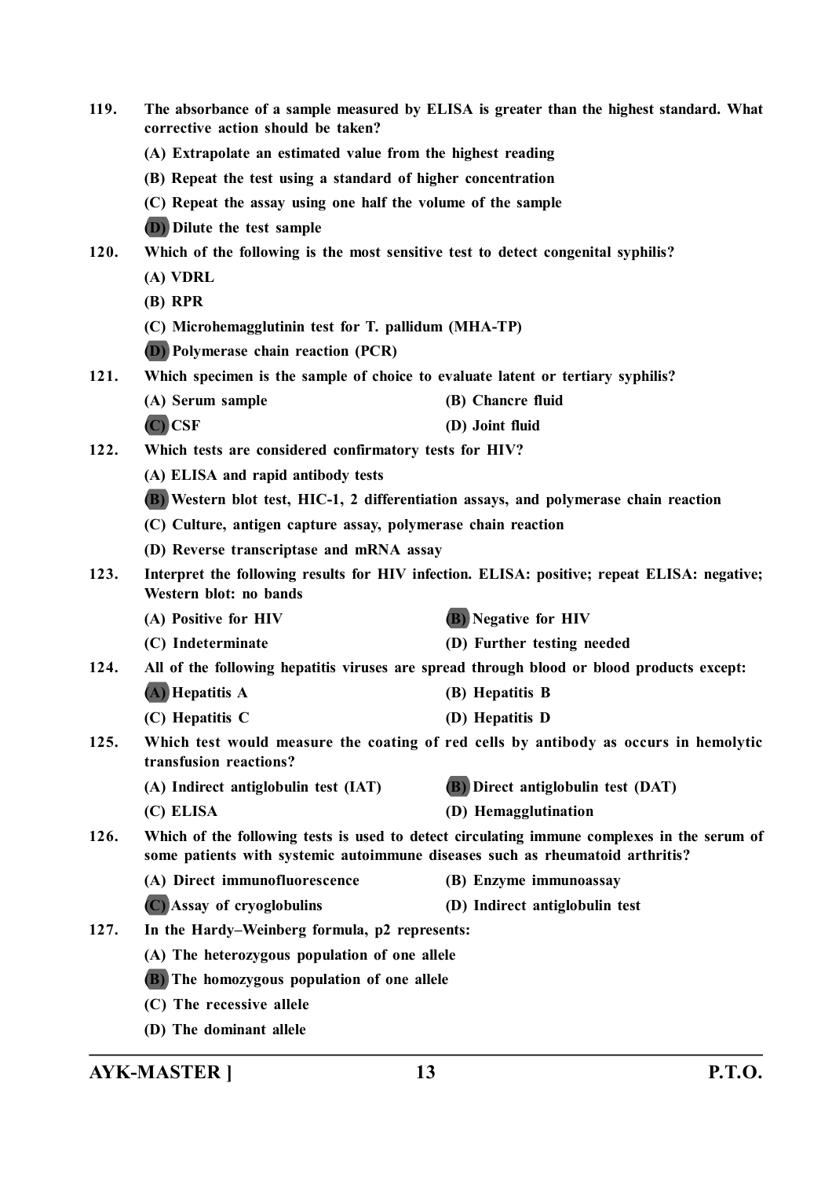**119. The absorbance of a sample measured by ELISA is greater than the highest standard. What corrective action should be taken?**

**(A) Extrapolate an estimated value from the highest reading**

**(B) Repeat the test using a standard of higher concentration**

**(C) Repeat the assay using one half the volume of the sample**

**(D) Dilute the test sample**

**120. Which of the following is the most sensitive test to detect congenital syphilis?**

**(A) VDRL**

**(B) RPR**

**(C) Microhemagglutinin test for T. pallidum (MHA-TP)**

**(D) Polymerase chain reaction (PCR)**

**121. Which specimen is the sample of choice to evaluate latent or tertiary syphilis?**

**(A) Serum sample**

**(B) Chancre fluid**

**(C) CSF**

**(D) Joint fluid**

**122. Which tests are considered confirmatory tests for HIV?**

**(A) ELISA and rapid antibody tests**

**(B) Western blot test, HIC-1, 2 differentiation assays, and polymerase chain reaction**

**(C) Culture, antigen capture assay, polymerase chain reaction**

**(D) Reverse transcriptase and mRNA assay**

**123. Interpret the following results for HIV infection. ELISA: positive; repeat ELISA: negative; Western blot: no bands**

**(A) Positive for HIV**

**(B) Negative for HIV**

**(C) Indeterminate**

**(D) Further testing needed**

**124. All of the following hepatitis viruses are spread through blood or blood products except:**

**(A) Hepatitis A**

**(B) Hepatitis B**

**(C) Hepatitis C**

**(D) Hepatitis D**

**125. Which test would measure the coating of red cells by antibody as occurs in hemolytic transfusion reactions?**

**(A) Indirect antiglobulin test (IAT)**

**(B) Direct antiglobulin test (DAT)**

**(C) ELISA**

**(D) Hemagglutination**

**126. Which of the following tests is used to detect circulating immune complexes in the serum of some patients with systemic autoimmune diseases such as rheumatoid arthritis?**

**(A) Direct immunofluorescence**

**(B) Enzyme immunoassay**

**(C) Assay of cryoglobulins**

**(D) Indirect antiglobulin test**

**127. In the Hardy–Weinberg formula, p2 represents:**

**(A) The heterozygous population of one allele**

**(B) The homozygous population of one allele**

**(C) The recessive allele**

**(D) The dominant allele**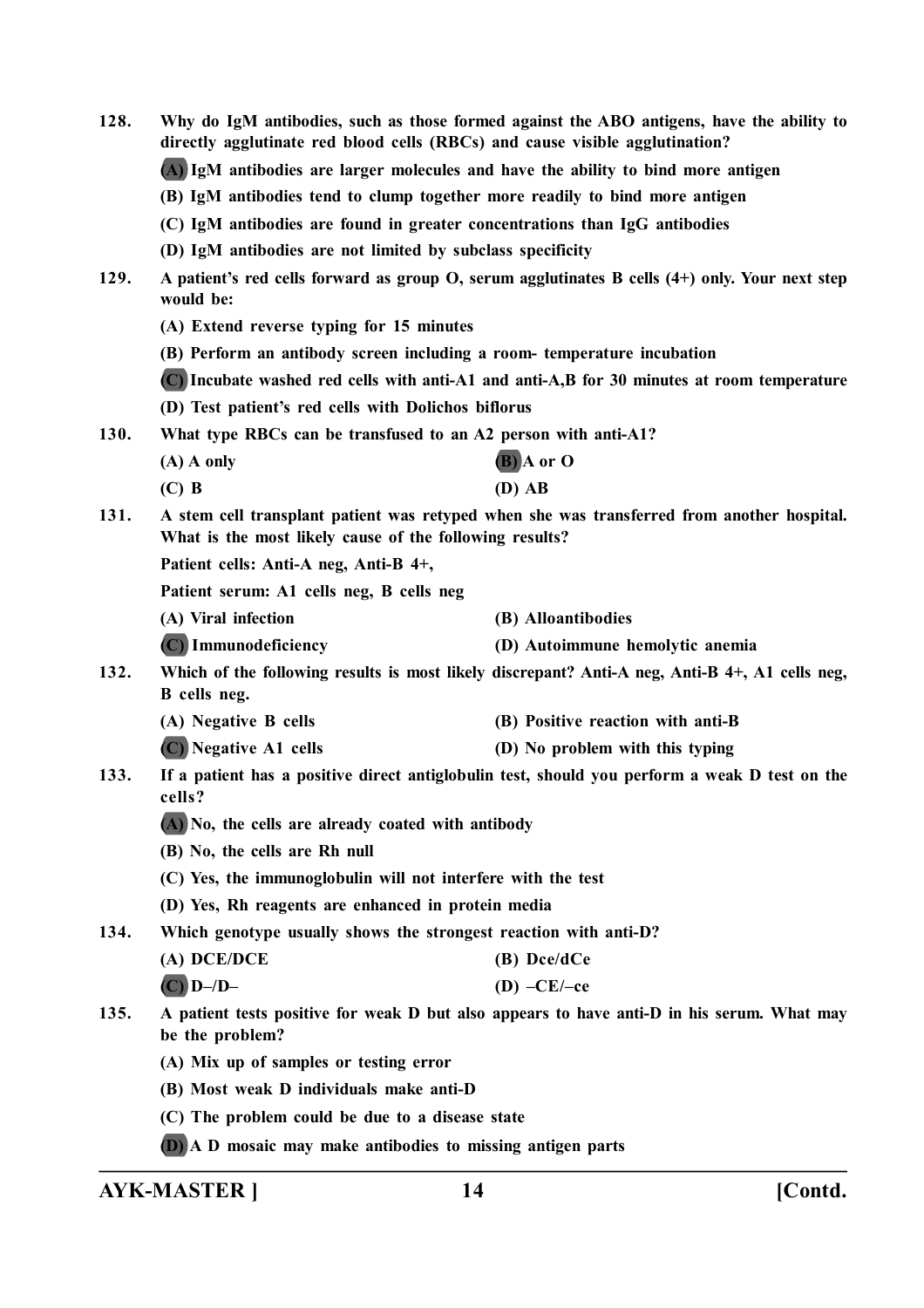**128. Why do IgM antibodies, such as those formed against the ABO antigens, have the ability to directly agglutinate red blood cells (RBCs) and cause visible agglutination?**

**(A) IgM antibodies are larger molecules and have the ability to bind more antigen**

**(B) IgM antibodies tend to clump together more readily to bind more antigen**

**(C) IgM antibodies are found in greater concentrations than IgG antibodies**

**(D) IgM antibodies are not limited by subclass specificity**

**129. A patient's red cells forward as group O, serum agglutinates B cells (4+) only. Your next step would be:**

**(A) Extend reverse typing for 15 minutes**

**(B) Perform an antibody screen including a room- temperature incubation**

**(C) Incubate washed red cells with anti-A1 and anti-A,B for 30 minutes at room temperature**

**(D) Test patient's red cells with Dolichos biflorus**

**130. What type RBCs can be transfused to an A2 person with anti-A1?**

**(A) A only** **(B) A or O**

**(C) B** **(D) AB**

**131. A stem cell transplant patient was retyped when she was transferred from another hospital. What is the most likely cause of the following results?**

**Patient cells: Anti-A neg, Anti-B 4+,**

**Patient serum: A1 cells neg, B cells neg**

**(A) Viral infection** **(B) Alloantibodies**

**(C) Immunodeficiency** **(D) Autoimmune hemolytic anemia**

**132. Which of the following results is most likely discrepant? Anti-A neg, Anti-B 4+, A1 cells neg, B cells neg.**

**(A) Negative B cells** **(B) Positive reaction with anti-B**

**(C) Negative A1 cells** **(D) No problem with this typing**

**133. If a patient has a positive direct antiglobulin test, should you perform a weak D test on the cells?**

**(A) No, the cells are already coated with antibody**

**(B) No, the cells are Rh null**

**(C) Yes, the immunoglobulin will not interfere with the test**

**(D) Yes, Rh reagents are enhanced in protein media**

**134. Which genotype usually shows the strongest reaction with anti-D?**

**(A) DCE/DCE** **(B) Dce/dCe**

**(C) D–/D–** **(D) –CE/–ce**

**135. A patient tests positive for weak D but also appears to have anti-D in his serum. What may be the problem?**

**(A) Mix up of samples or testing error**

**(B) Most weak D individuals make anti-D**

**(C) The problem could be due to a disease state**

**(D) A D mosaic may make antibodies to missing antigen parts**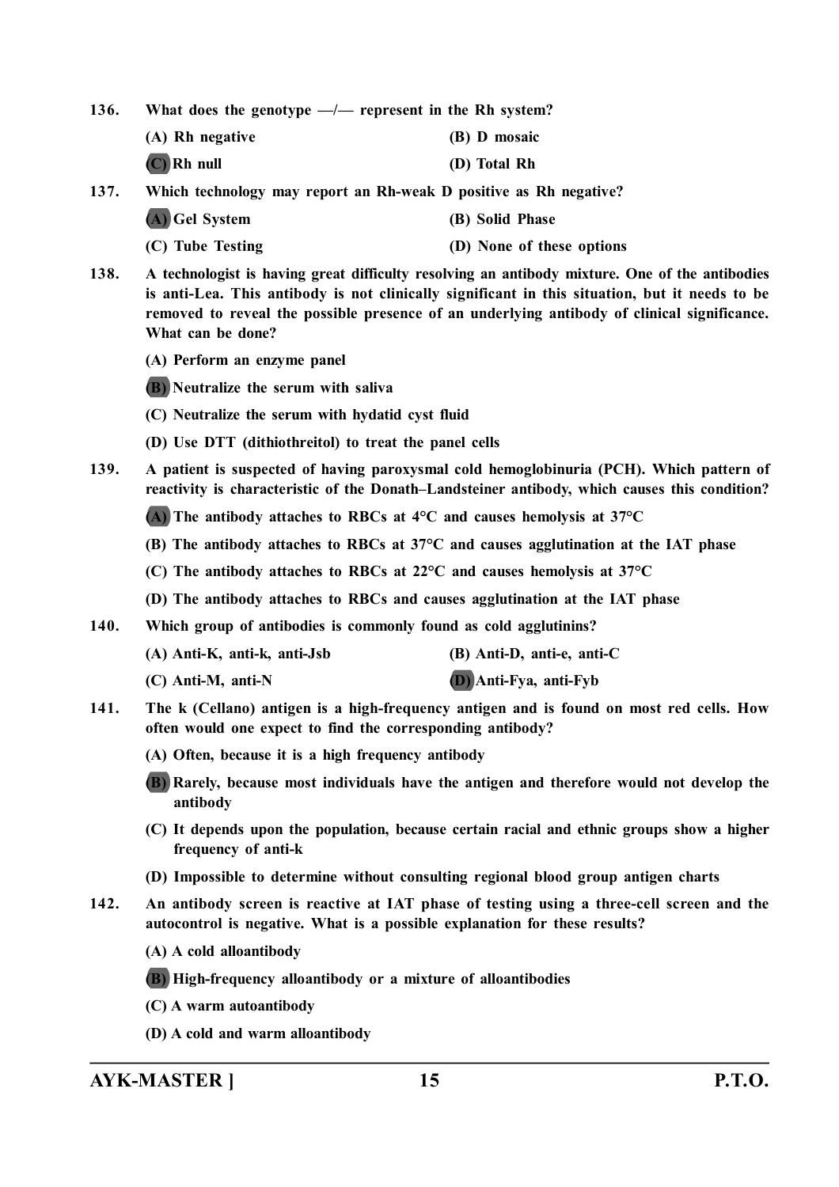136. **What does the genotype —/— represent in the Rh system?**

(A) Rh negative　　(B) D mosaic

**(C)** Rh null　　(D) Total Rh

137. **Which technology may report an Rh-weak D positive as Rh negative?**

**(A)** Gel System　　(B) Solid Phase

(C) Tube Testing　　(D) None of these options

138. **A technologist is having great difficulty resolving an antibody mixture. One of the antibodies is anti-Lea. This antibody is not clinically significant in this situation, but it needs to be removed to reveal the possible presence of an underlying antibody of clinical significance. What can be done?**

(A) Perform an enzyme panel

**(B)** Neutralize the serum with saliva

(C) Neutralize the serum with hydatid cyst fluid

(D) Use DTT (dithiothreitol) to treat the panel cells

139. **A patient is suspected of having paroxysmal cold hemoglobinuria (PCH). Which pattern of reactivity is characteristic of the Donath–Landsteiner antibody, which causes this condition?**

**(A)** The antibody attaches to RBCs at 4°C and causes hemolysis at 37°C

(B) The antibody attaches to RBCs at 37°C and causes agglutination at the IAT phase

(C) The antibody attaches to RBCs at 22°C and causes hemolysis at 37°C

(D) The antibody attaches to RBCs and causes agglutination at the IAT phase

140. **Which group of antibodies is commonly found as cold agglutinins?**

(A) Anti-K, anti-k, anti-Jsb　　(B) Anti-D, anti-e, anti-C

(C) Anti-M, anti-N　　**(D)** Anti-Fya, anti-Fyb

141. **The k (Cellano) antigen is a high-frequency antigen and is found on most red cells. How often would one expect to find the corresponding antibody?**

(A) Often, because it is a high frequency antibody

**(B)** Rarely, because most individuals have the antigen and therefore would not develop the antibody

(C) It depends upon the population, because certain racial and ethnic groups show a higher frequency of anti-k

(D) Impossible to determine without consulting regional blood group antigen charts

142. **An antibody screen is reactive at IAT phase of testing using a three-cell screen and the autocontrol is negative. What is a possible explanation for these results?**

(A) A cold alloantibody

**(B)** High-frequency alloantibody or a mixture of alloantibodies

(C) A warm autoantibody

(D) A cold and warm alloantibody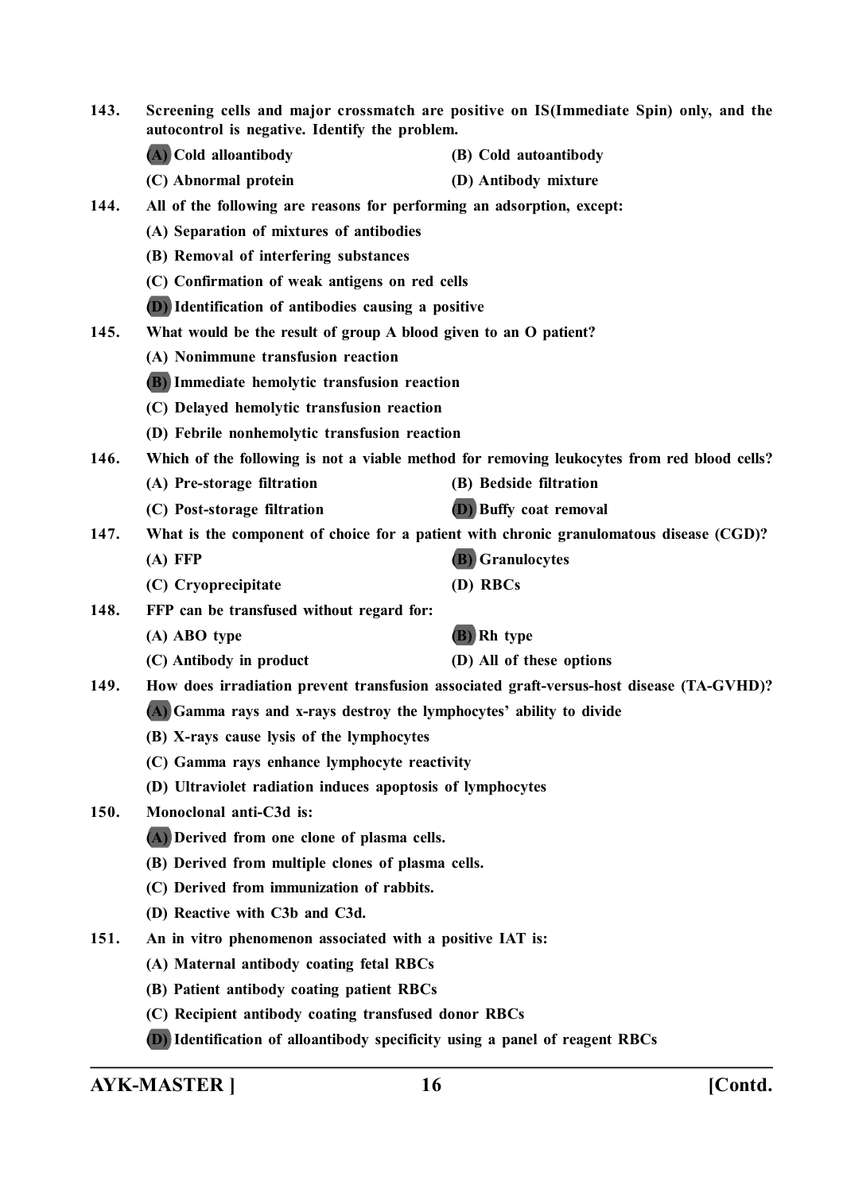**143. Screening cells and major crossmatch are positive on IS(Immediate Spin) only, and the autocontrol is negative. Identify the problem.**

**(A) Cold alloantibody** | **(B) Cold autoantibody**

**(C) Abnormal protein** | **(D) Antibody mixture**

**144. All of the following are reasons for performing an adsorption, except:**

**(A) Separation of mixtures of antibodies**

**(B) Removal of interfering substances**

**(C) Confirmation of weak antigens on red cells**

**(D) Identification of antibodies causing a positive**

**145. What would be the result of group A blood given to an O patient?**

**(A) Nonimmune transfusion reaction**

**(B) Immediate hemolytic transfusion reaction**

**(C) Delayed hemolytic transfusion reaction**

**(D) Febrile nonhemolytic transfusion reaction**

**146. Which of the following is not a viable method for removing leukocytes from red blood cells?**

**(A) Pre-storage filtration** | **(B) Bedside filtration**

**(C) Post-storage filtration** | **(D) Buffy coat removal**

**147. What is the component of choice for a patient with chronic granulomatous disease (CGD)?**

**(A) FFP** | **(B) Granulocytes**

**(C) Cryoprecipitate** | **(D) RBCs**

**148. FFP can be transfused without regard for:**

**(A) ABO type** | **(B) Rh type**

**(C) Antibody in product** | **(D) All of these options**

**149. How does irradiation prevent transfusion associated graft-versus-host disease (TA-GVHD)?**

**(A) Gamma rays and x-rays destroy the lymphocytes' ability to divide**

**(B) X-rays cause lysis of the lymphocytes**

**(C) Gamma rays enhance lymphocyte reactivity**

**(D) Ultraviolet radiation induces apoptosis of lymphocytes**

**150. Monoclonal anti-C3d is:**

**(A) Derived from one clone of plasma cells.**

**(B) Derived from multiple clones of plasma cells.**

**(C) Derived from immunization of rabbits.**

**(D) Reactive with C3b and C3d.**

**151. An in vitro phenomenon associated with a positive IAT is:**

**(A) Maternal antibody coating fetal RBCs**

**(B) Patient antibody coating patient RBCs**

**(C) Recipient antibody coating transfused donor RBCs**

**(D) Identification of alloantibody specificity using a panel of reagent RBCs**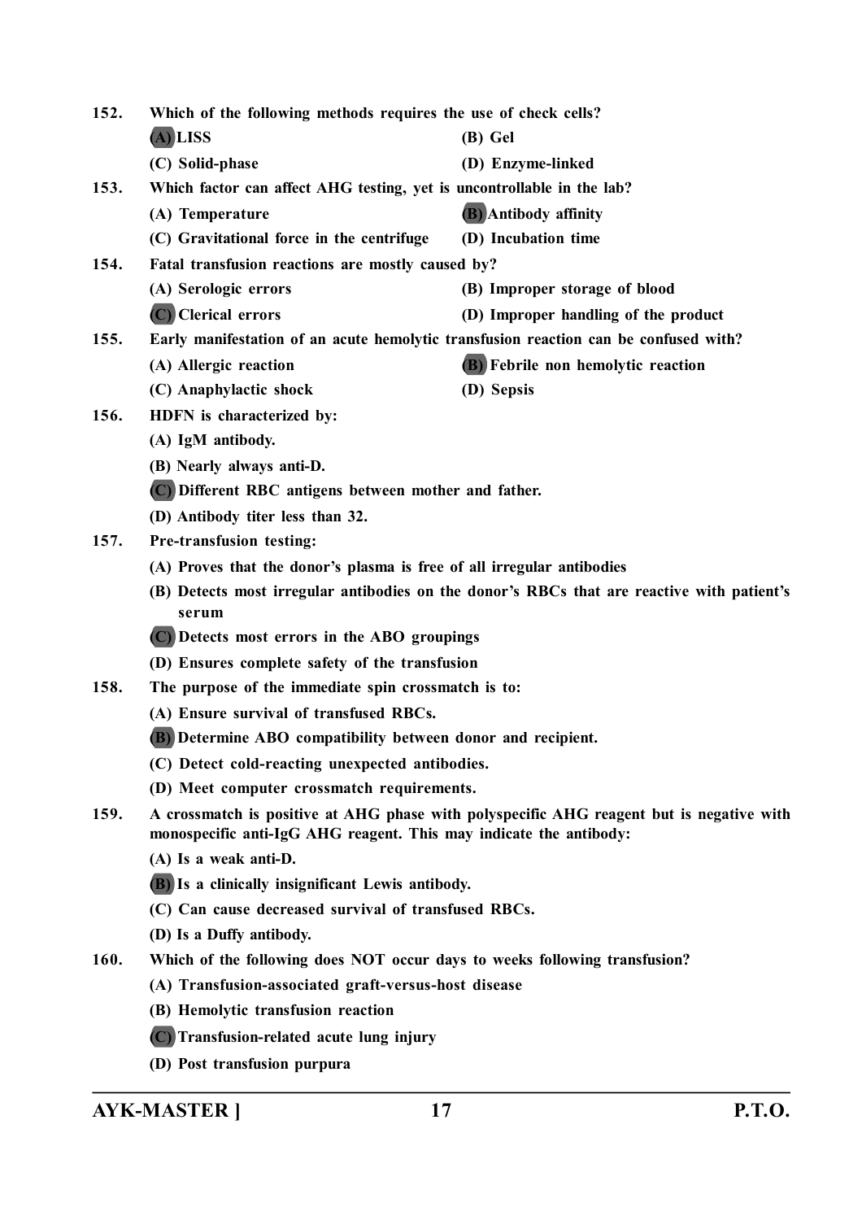152. Which of the following methods requires the use of check cells?

(A) LISS (B) Gel

(C) Solid-phase (D) Enzyme-linked

153. Which factor can affect AHG testing, yet is uncontrollable in the lab?

(A) Temperature (B) Antibody affinity

(C) Gravitational force in the centrifuge (D) Incubation time

154. Fatal transfusion reactions are mostly caused by?

(A) Serologic errors (B) Improper storage of blood

(C) Clerical errors (D) Improper handling of the product

155. Early manifestation of an acute hemolytic transfusion reaction can be confused with?

(A) Allergic reaction (B) Febrile non hemolytic reaction

(C) Anaphylactic shock (D) Sepsis

156. HDFN is characterized by:

(A) IgM antibody.

(B) Nearly always anti-D.

(C) Different RBC antigens between mother and father.

(D) Antibody titer less than 32.

157. Pre-transfusion testing:

(A) Proves that the donor's plasma is free of all irregular antibodies

(B) Detects most irregular antibodies on the donor's RBCs that are reactive with patient's serum

(C) Detects most errors in the ABO groupings

(D) Ensures complete safety of the transfusion

158. The purpose of the immediate spin crossmatch is to:

(A) Ensure survival of transfused RBCs.

(B) Determine ABO compatibility between donor and recipient.

(C) Detect cold-reacting unexpected antibodies.

(D) Meet computer crossmatch requirements.

159. A crossmatch is positive at AHG phase with polyspecific AHG reagent but is negative with monospecific anti-IgG AHG reagent. This may indicate the antibody:

(A) Is a weak anti-D.

(B) Is a clinically insignificant Lewis antibody.

(C) Can cause decreased survival of transfused RBCs.

(D) Is a Duffy antibody.

160. Which of the following does NOT occur days to weeks following transfusion?

(A) Transfusion-associated graft-versus-host disease

(B) Hemolytic transfusion reaction

(C) Transfusion-related acute lung injury

(D) Post transfusion purpura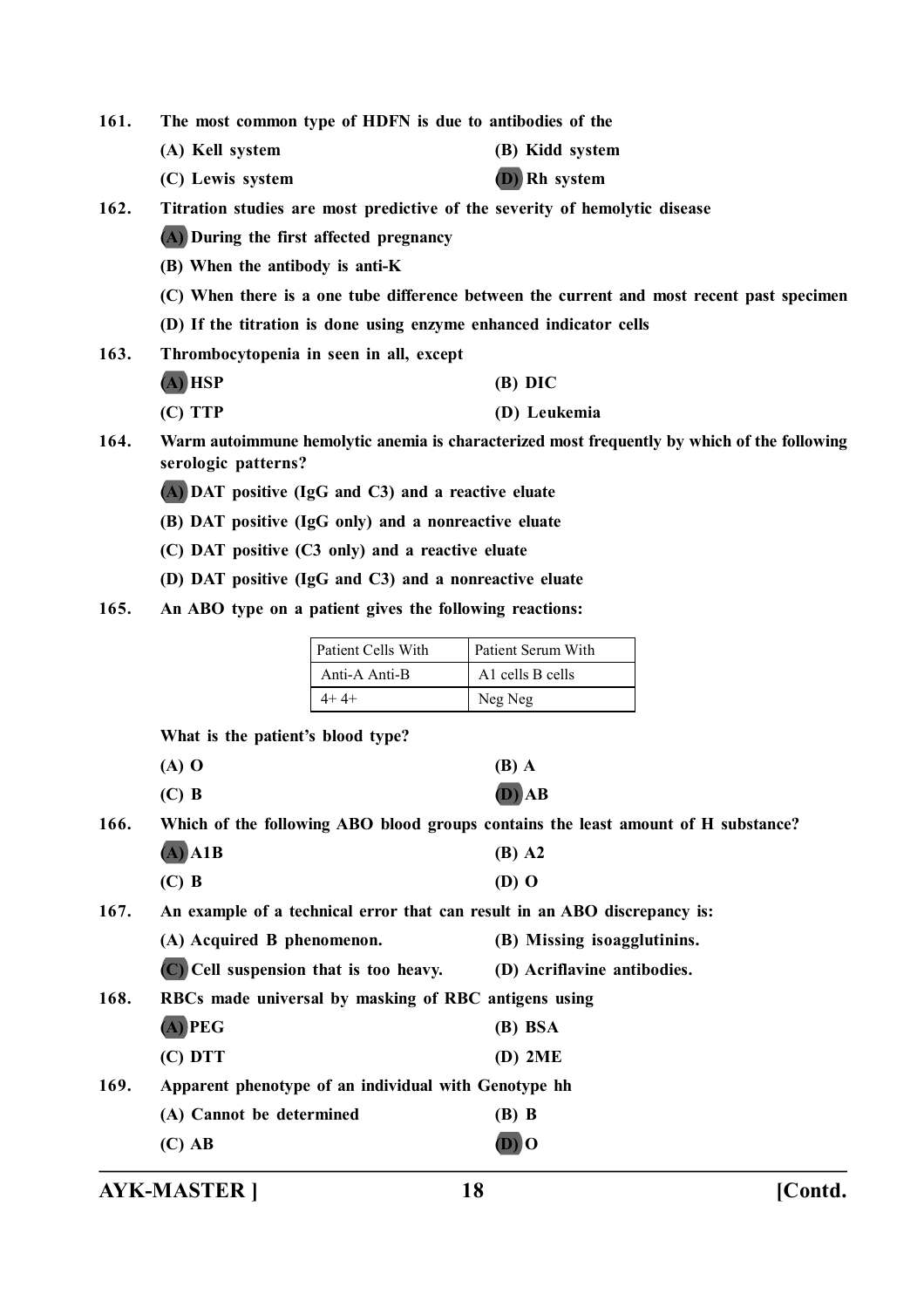161. **The most common type of HDFN is due to antibodies of the**

(A) Kell system
(B) Kidd system
(C) Lewis system
(D) Rh system

162. **Titration studies are most predictive of the severity of hemolytic disease**

(A) During the first affected pregnancy
(B) When the antibody is anti-K
(C) When there is a one tube difference between the current and most recent past specimen
(D) If the titration is done using enzyme enhanced indicator cells

163. **Thrombocytopenia in seen in all, except**

(A) HSP
(B) DIC
(C) TTP
(D) Leukemia

164. **Warm autoimmune hemolytic anemia is characterized most frequently by which of the following serologic patterns?**

(A) DAT positive (IgG and C3) and a reactive eluate
(B) DAT positive (IgG only) and a nonreactive eluate
(C) DAT positive (C3 only) and a reactive eluate
(D) DAT positive (IgG and C3) and a nonreactive eluate

165. **An ABO type on a patient gives the following reactions:**

| Patient Cells With | Patient Serum With |
|---|---|
| Anti-A Anti-B | A1 cells B cells |
| 4+ 4+ | Neg Neg |

**What is the patient's blood type?**

(A) O
(B) A
(C) B
(D) AB

166. **Which of the following ABO blood groups contains the least amount of H substance?**

(A) A1B
(B) A2
(C) B
(D) O

167. **An example of a technical error that can result in an ABO discrepancy is:**

(A) Acquired B phenomenon.
(B) Missing isoagglutinins.
(C) Cell suspension that is too heavy.
(D) Acriflavine antibodies.

168. **RBCs made universal by masking of RBC antigens using**

(A) PEG
(B) BSA
(C) DTT
(D) 2ME

169. **Apparent phenotype of an individual with Genotype hh**

(A) Cannot be determined
(B) B
(C) AB
(D) O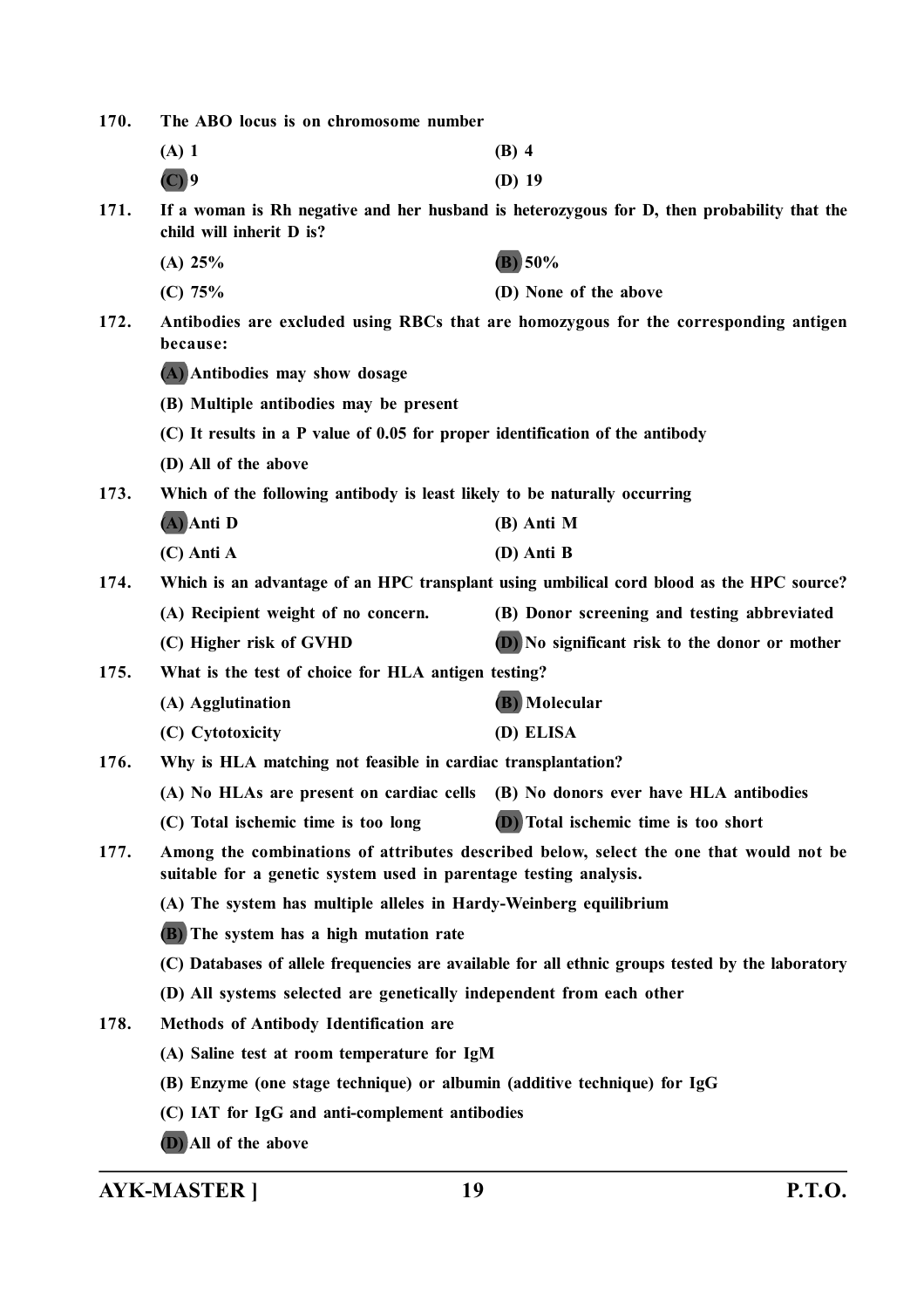**170.** **The ABO locus is on chromosome number**

**(A) 1** **(B) 4**

**(C) 9** **(D) 19**

**171.** **If a woman is Rh negative and her husband is heterozygous for D, then probability that the child will inherit D is?**

**(A) 25%** **(B) 50%**

**(C) 75%** **(D) None of the above**

**172.** **Antibodies are excluded using RBCs that are homozygous for the corresponding antigen because:**

**(A) Antibodies may show dosage**

**(B) Multiple antibodies may be present**

**(C) It results in a P value of 0.05 for proper identification of the antibody**

**(D) All of the above**

**173.** **Which of the following antibody is least likely to be naturally occurring**

**(A) Anti D** **(B) Anti M**

**(C) Anti A** **(D) Anti B**

**174.** **Which is an advantage of an HPC transplant using umbilical cord blood as the HPC source?**

**(A) Recipient weight of no concern.** **(B) Donor screening and testing abbreviated**

**(C) Higher risk of GVHD** **(D) No significant risk to the donor or mother**

**175.** **What is the test of choice for HLA antigen testing?**

**(A) Agglutination** **(B) Molecular**

**(C) Cytotoxicity** **(D) ELISA**

**176.** **Why is HLA matching not feasible in cardiac transplantation?**

**(A) No HLAs are present on cardiac cells** **(B) No donors ever have HLA antibodies**

**(C) Total ischemic time is too long** **(D) Total ischemic time is too short**

**177.** **Among the combinations of attributes described below, select the one that would not be suitable for a genetic system used in parentage testing analysis.**

**(A) The system has multiple alleles in Hardy-Weinberg equilibrium**

**(B) The system has a high mutation rate**

**(C) Databases of allele frequencies are available for all ethnic groups tested by the laboratory**

**(D) All systems selected are genetically independent from each other**

**178.** **Methods of Antibody Identification are**

**(A) Saline test at room temperature for IgM**

**(B) Enzyme (one stage technique) or albumin (additive technique) for IgG**

**(C) IAT for IgG and anti-complement antibodies**

**(D) All of the above**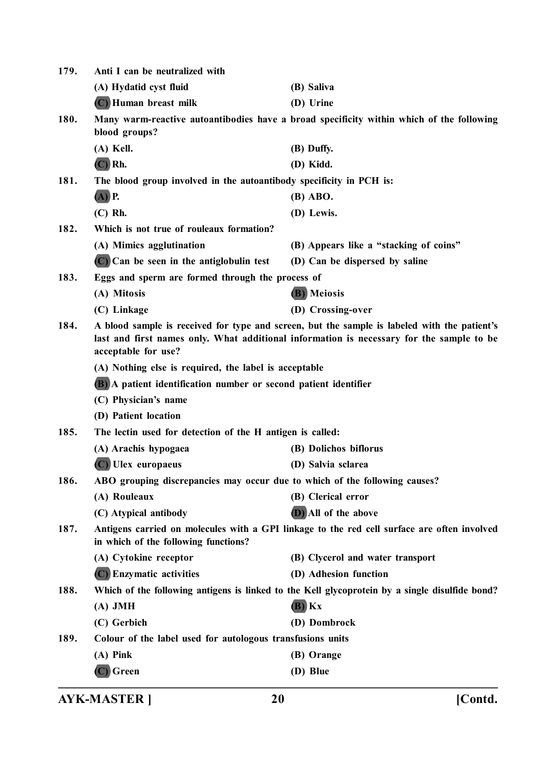179. Anti I can be neutralized with

(A) Hydatid cyst fluid

(B) Saliva

**(C)** Human breast milk

(D) Urine

180. Many warm-reactive autoantibodies have a broad specificity within which of the following blood groups?

(A) Kell.

(B) Duffy.

**(C)** Rh.

(D) Kidd.

181. The blood group involved in the autoantibody specificity in PCH is:

**(A)** P.

(B) ABO.

(C) Rh.

(D) Lewis.

182. Which is not true of rouleaux formation?

(A) Mimics agglutination

(B) Appears like a "stacking of coins"

**(C)** Can be seen in the antiglobulin test

(D) Can be dispersed by saline

183. Eggs and sperm are formed through the process of

(A) Mitosis

**(B)** Meiosis

(C) Linkage

(D) Crossing-over

184. A blood sample is received for type and screen, but the sample is labeled with the patient's last and first names only. What additional information is necessary for the sample to be acceptable for use?

(A) Nothing else is required, the label is acceptable

**(B)** A patient identification number or second patient identifier

(C) Physician's name

(D) Patient location

185. The lectin used for detection of the H antigen is called:

(A) Arachis hypogaea

(B) Dolichos biflorus

**(C)** Ulex europaeus

(D) Salvia sclarea

186. ABO grouping discrepancies may occur due to which of the following causes?

(A) Rouleaux

(B) Clerical error

(C) Atypical antibody

**(D)** All of the above

187. Antigens carried on molecules with a GPI linkage to the red cell surface are often involved in which of the following functions?

(A) Cytokine receptor

(B) Clycerol and water transport

**(C)** Enzymatic activities

(D) Adhesion function

188. Which of the following antigens is linked to the Kell glycoprotein by a single disulfide bond?

(A) JMH

**(B)** Kx

(C) Gerbich

(D) Dombrock

189. Colour of the label used for autologous transfusions units

(A) Pink

(B) Orange

**(C)** Green

(D) Blue

AYK-MASTER ] [Contd.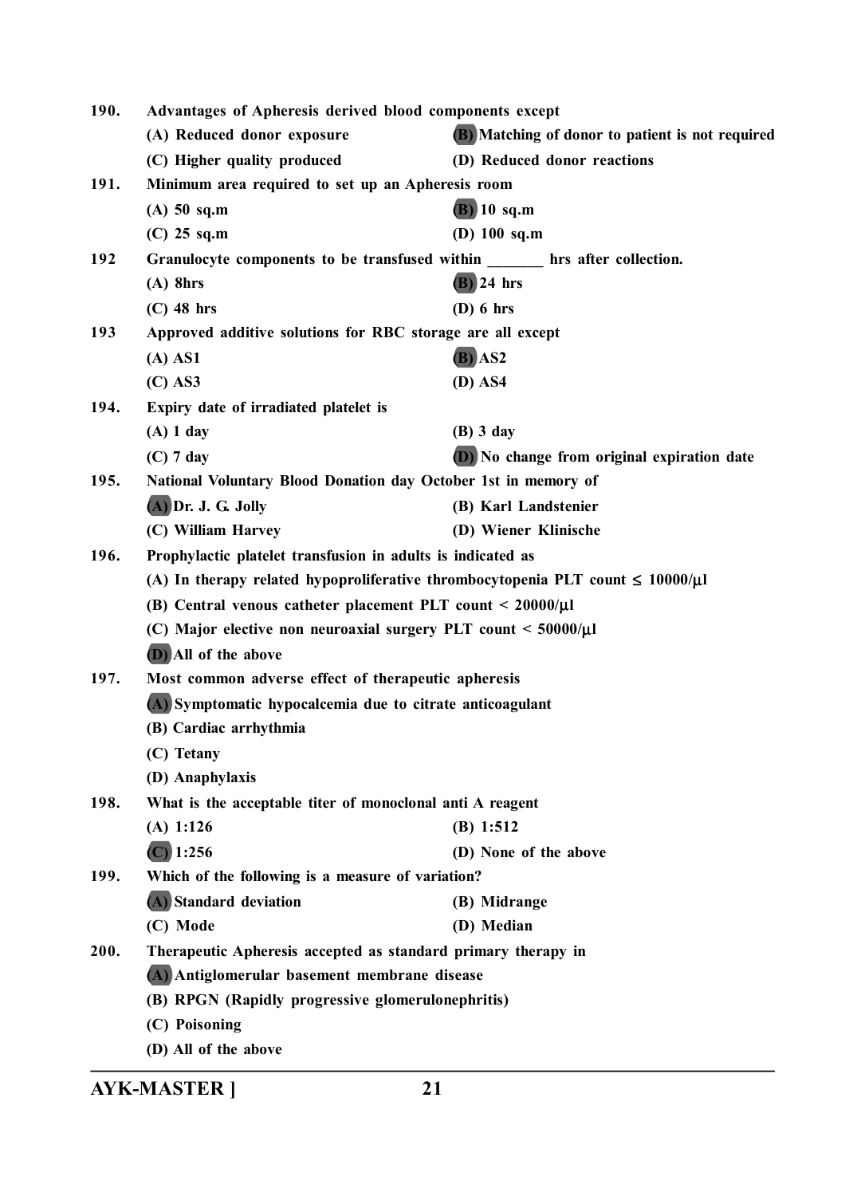190. Advantages of Apheresis derived blood components except

(A) Reduced donor exposure

**(B)** Matching of donor to patient is not required

(C) Higher quality produced

(D) Reduced donor reactions

191. Minimum area required to set up an Apheresis room

(A) 50 sq.m

**(B)** 10 sq.m

(C) 25 sq.m

(D) 100 sq.m

192 Granulocyte components to be transfused within _______ hrs after collection.

(A) 8hrs

**(B)** 24 hrs

(C) 48 hrs

(D) 6 hrs

193 Approved additive solutions for RBC storage are all except

(A) AS1

**(B)** AS2

(C) AS3

(D) AS4

194. Expiry date of irradiated platelet is

(A) 1 day

(B) 3 day

(C) 7 day

**(D)** No change from original expiration date

195. National Voluntary Blood Donation day October 1st in memory of

**(A)** Dr. J. G. Jolly

(B) Karl Landstenier

(C) William Harvey

(D) Wiener Klinische

196. Prophylactic platelet transfusion in adults is indicated as

(A) In therapy related hypoproliferative thrombocytopenia PLT count $\leq$ 10000/$\mu$l

(B) Central venous catheter placement PLT count < 20000/$\mu$l

(C) Major elective non neuroaxial surgery PLT count < 50000/$\mu$l

**(D)** All of the above

197. Most common adverse effect of therapeutic apheresis

**(A)** Symptomatic hypocalcemia due to citrate anticoagulant

(B) Cardiac arrhythmia

(C) Tetany

(D) Anaphylaxis

198. What is the acceptable titer of monoclonal anti A reagent

(A) 1:126

(B) 1:512

**(C)** 1:256

(D) None of the above

199. Which of the following is a measure of variation?

**(A)** Standard deviation

(B) Midrange

(C) Mode

(D) Median

200. Therapeutic Apheresis accepted as standard primary therapy in

**(A)** Antiglomerular basement membrane disease

(B) RPGN (Rapidly progressive glomerulonephritis)

(C) Poisoning

(D) All of the above